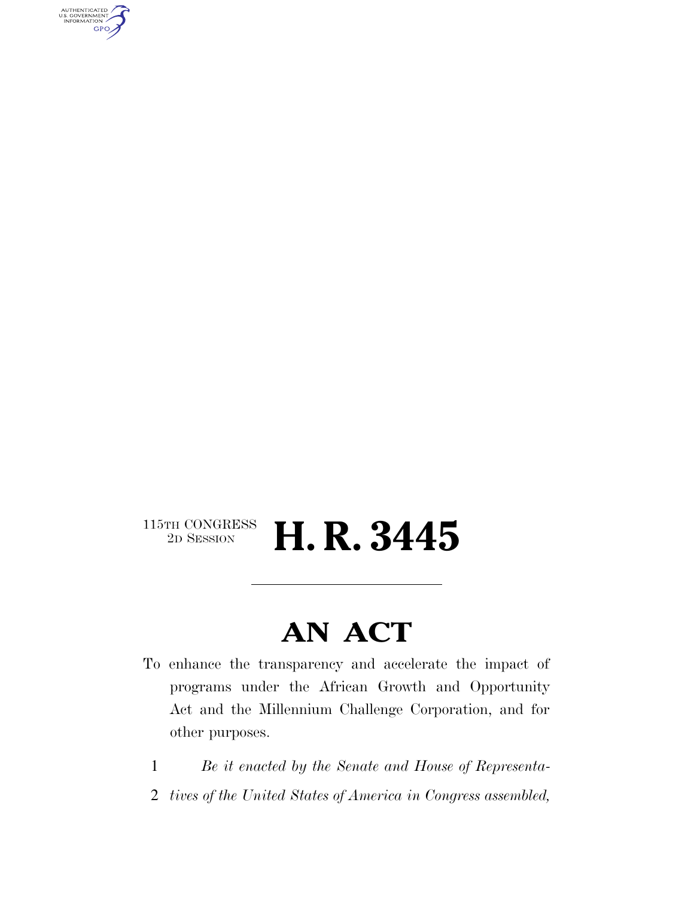115TH CONGRESS
2D SESSION

# H. R. 3445

---

# AN ACT

To enhance the transparency and accelerate the impact of programs under the African Growth and Opportunity Act and the Millennium Challenge Corporation, and for other purposes.

1 *Be it enacted by the Senate and House of Representa-*
2 *tives of the United States of America in Congress assembled,*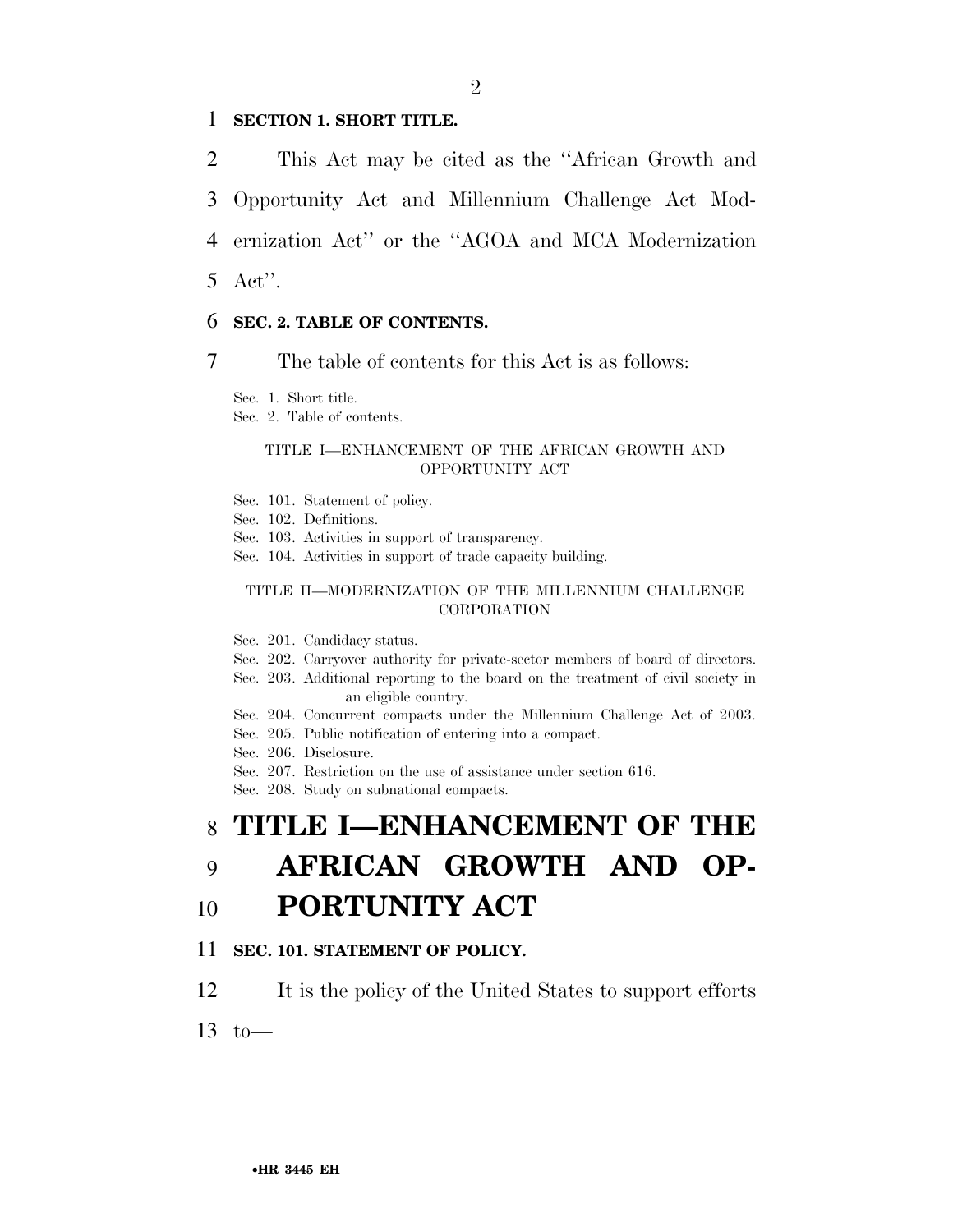**SECTION 1. SHORT TITLE.**

This Act may be cited as the ''African Growth and Opportunity Act and Millennium Challenge Act Modernization Act'' or the ''AGOA and MCA Modernization Act''.

**SEC. 2. TABLE OF CONTENTS.**

The table of contents for this Act is as follows:

Sec. 1. Short title.
Sec. 2. Table of contents.

TITLE I—ENHANCEMENT OF THE AFRICAN GROWTH AND OPPORTUNITY ACT

Sec. 101. Statement of policy.
Sec. 102. Definitions.
Sec. 103. Activities in support of transparency.
Sec. 104. Activities in support of trade capacity building.

TITLE II—MODERNIZATION OF THE MILLENNIUM CHALLENGE CORPORATION

Sec. 201. Candidacy status.
Sec. 202. Carryover authority for private-sector members of board of directors.
Sec. 203. Additional reporting to the board on the treatment of civil society in an eligible country.
Sec. 204. Concurrent compacts under the Millennium Challenge Act of 2003.
Sec. 205. Public notification of entering into a compact.
Sec. 206. Disclosure.
Sec. 207. Restriction on the use of assistance under section 616.
Sec. 208. Study on subnational compacts.

# TITLE I—ENHANCEMENT OF THE AFRICAN GROWTH AND OPPORTUNITY ACT

**SEC. 101. STATEMENT OF POLICY.**

It is the policy of the United States to support efforts to—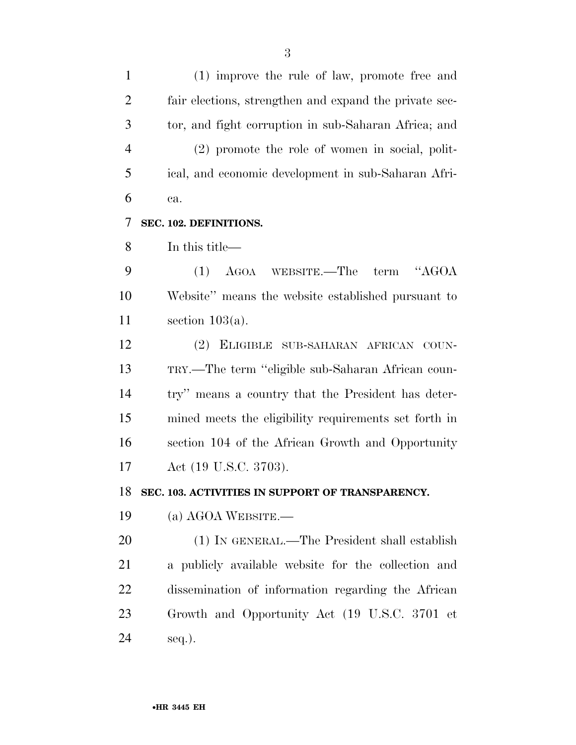(1) improve the rule of law, promote free and fair elections, strengthen and expand the private sector, and fight corruption in sub-Saharan Africa; and

(2) promote the role of women in social, political, and economic development in sub-Saharan Africa.

**SEC. 102. DEFINITIONS.**

In this title—

(1) AGOA WEBSITE.—The term "AGOA Website" means the website established pursuant to section 103(a).

(2) ELIGIBLE SUB-SAHARAN AFRICAN COUNTRY.—The term "eligible sub-Saharan African country" means a country that the President has determined meets the eligibility requirements set forth in section 104 of the African Growth and Opportunity Act (19 U.S.C. 3703).

**SEC. 103. ACTIVITIES IN SUPPORT OF TRANSPARENCY.**

(a) AGOA WEBSITE.—

(1) IN GENERAL.—The President shall establish a publicly available website for the collection and dissemination of information regarding the African Growth and Opportunity Act (19 U.S.C. 3701 et seq.).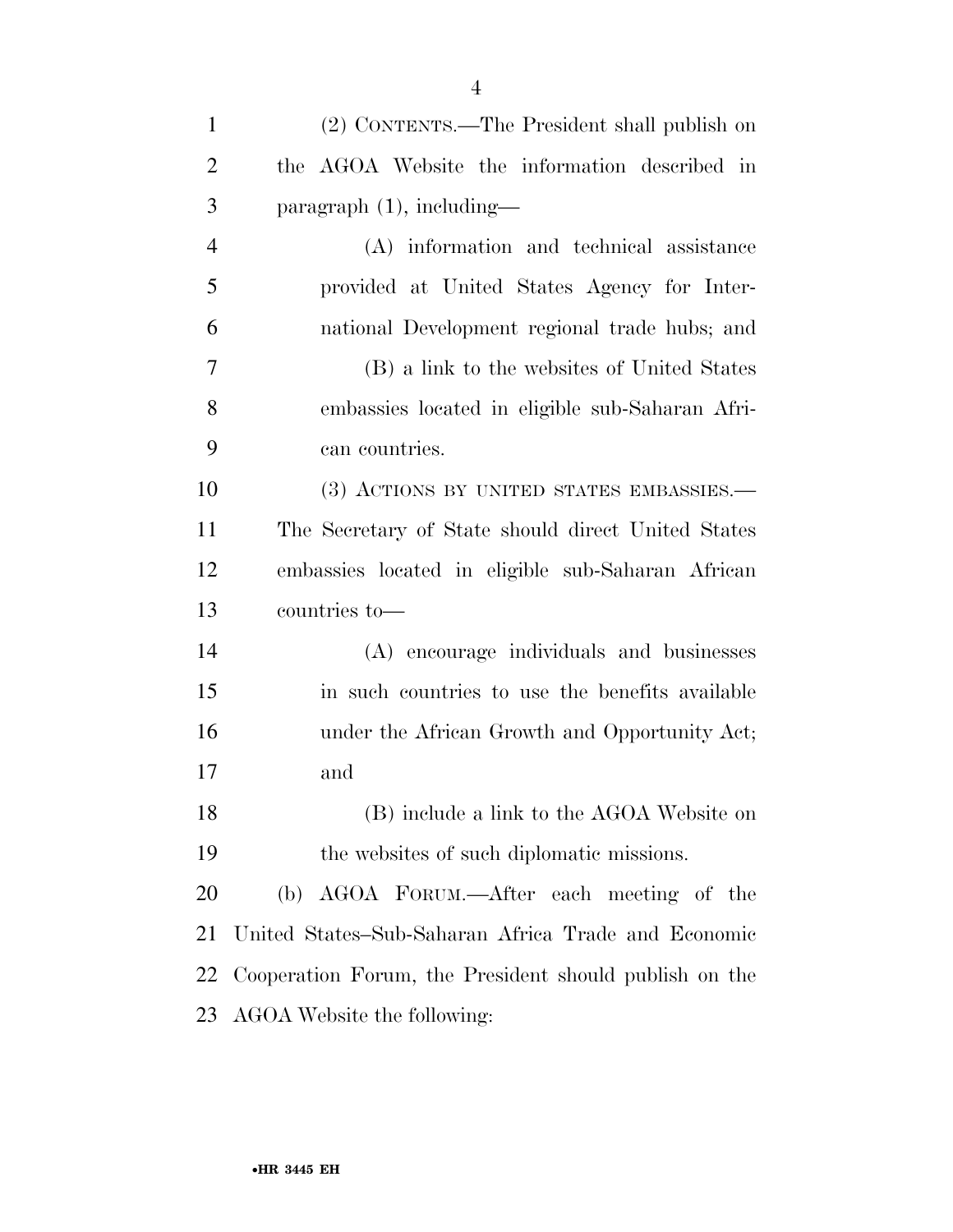(2) CONTENTS.—The President shall publish on the AGOA Website the information described in paragraph (1), including—

(A) information and technical assistance provided at United States Agency for International Development regional trade hubs; and

(B) a link to the websites of United States embassies located in eligible sub-Saharan African countries.

(3) ACTIONS BY UNITED STATES EMBASSIES.—The Secretary of State should direct United States embassies located in eligible sub-Saharan African countries to—

(A) encourage individuals and businesses in such countries to use the benefits available under the African Growth and Opportunity Act; and

(B) include a link to the AGOA Website on the websites of such diplomatic missions.

(b) AGOA FORUM.—After each meeting of the United States–Sub-Saharan Africa Trade and Economic Cooperation Forum, the President should publish on the AGOA Website the following: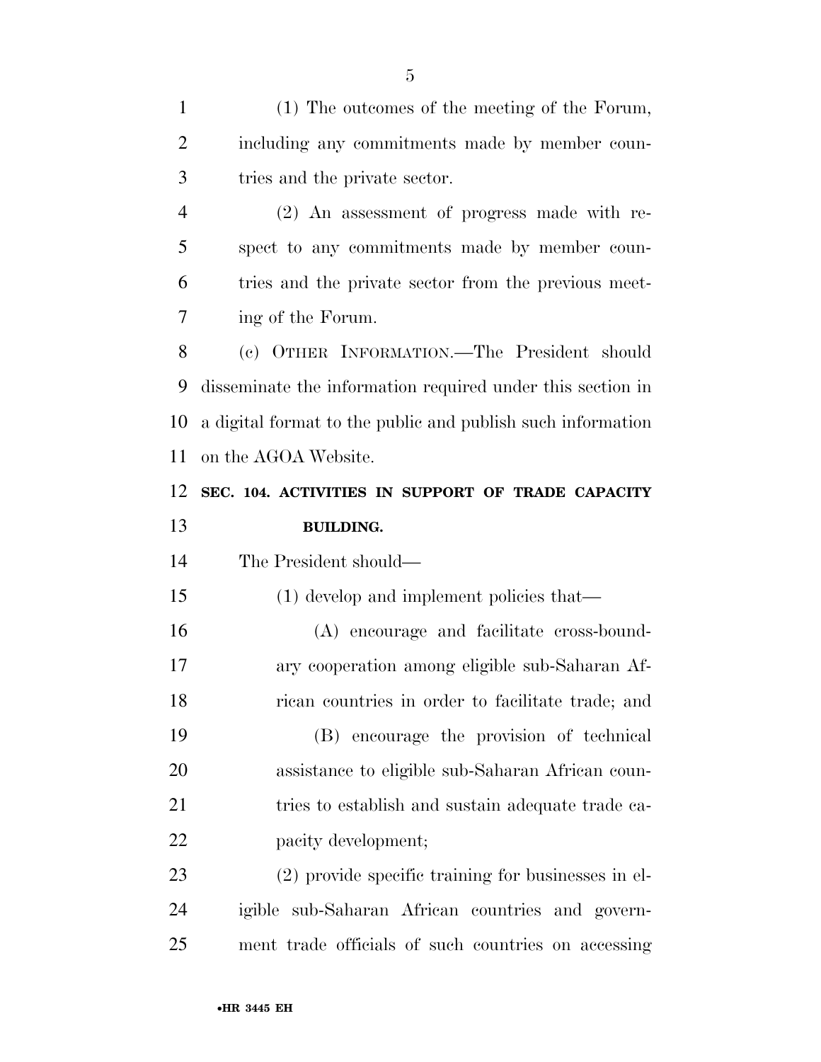(1) The outcomes of the meeting of the Forum, including any commitments made by member countries and the private sector.

(2) An assessment of progress made with respect to any commitments made by member countries and the private sector from the previous meeting of the Forum.

(c) OTHER INFORMATION.—The President should disseminate the information required under this section in a digital format to the public and publish such information on the AGOA Website.

## SEC. 104. ACTIVITIES IN SUPPORT OF TRADE CAPACITY BUILDING.

The President should—

(1) develop and implement policies that—

(A) encourage and facilitate cross-boundary cooperation among eligible sub-Saharan African countries in order to facilitate trade; and

(B) encourage the provision of technical assistance to eligible sub-Saharan African countries to establish and sustain adequate trade capacity development;

(2) provide specific training for businesses in eligible sub-Saharan African countries and government trade officials of such countries on accessing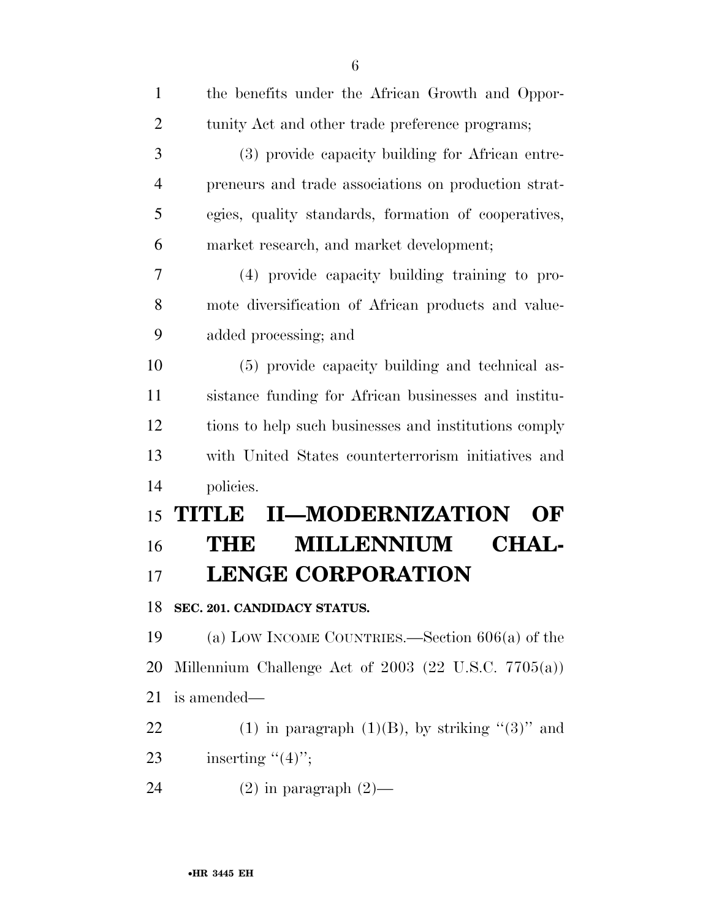the benefits under the African Growth and Opportunity Act and other trade preference programs;

(3) provide capacity building for African entrepreneurs and trade associations on production strategies, quality standards, formation of cooperatives, market research, and market development;

(4) provide capacity building training to promote diversification of African products and value-added processing; and

(5) provide capacity building and technical assistance funding for African businesses and institutions to help such businesses and institutions comply with United States counterterrorism initiatives and policies.

# TITLE II—MODERNIZATION OF THE MILLENNIUM CHALLENGE CORPORATION

### SEC. 201. CANDIDACY STATUS.

(a) LOW INCOME COUNTRIES.—Section 606(a) of the Millennium Challenge Act of 2003 (22 U.S.C. 7705(a)) is amended—

(1) in paragraph (1)(B), by striking ''(3)'' and inserting ''(4)'';

(2) in paragraph (2)—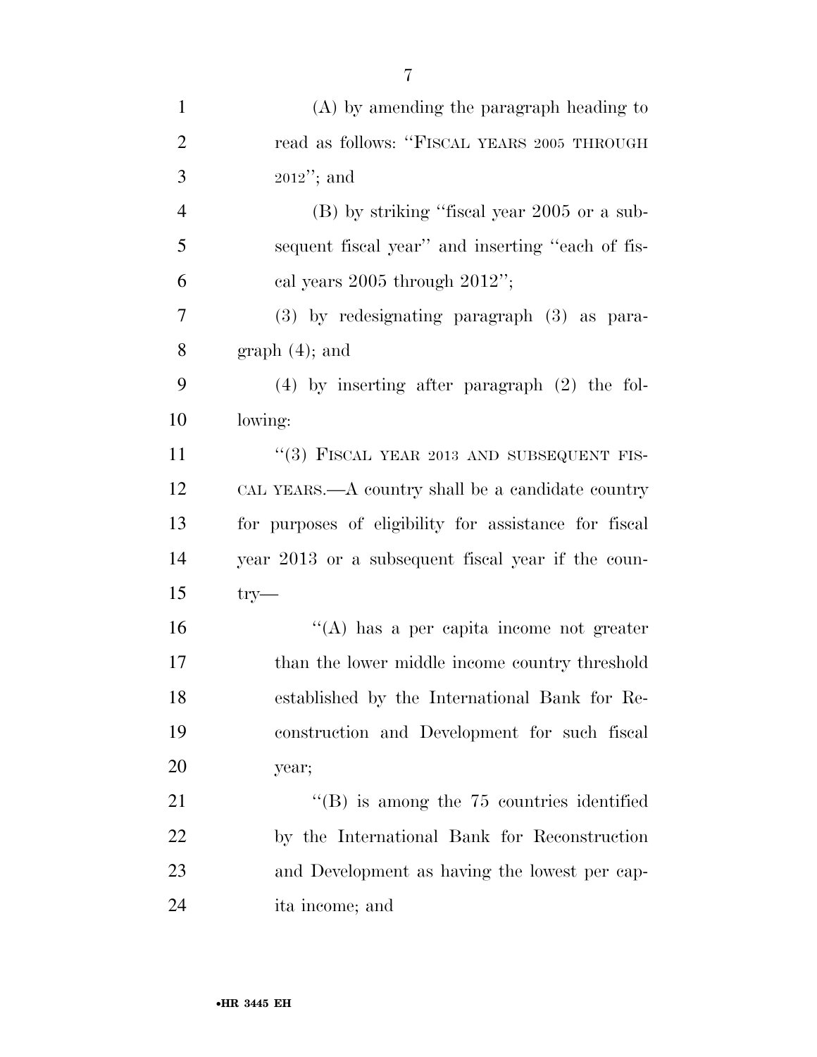(A) by amending the paragraph heading to read as follows: "FISCAL YEARS 2005 THROUGH 2012"; and

(B) by striking "fiscal year 2005 or a subsequent fiscal year" and inserting "each of fiscal years 2005 through 2012";

(3) by redesignating paragraph (3) as paragraph (4); and

(4) by inserting after paragraph (2) the following:

"(3) FISCAL YEAR 2013 AND SUBSEQUENT FISCAL YEARS.—A country shall be a candidate country for purposes of eligibility for assistance for fiscal year 2013 or a subsequent fiscal year if the country—

"(A) has a per capita income not greater than the lower middle income country threshold established by the International Bank for Reconstruction and Development for such fiscal year;

"(B) is among the 75 countries identified by the International Bank for Reconstruction and Development as having the lowest per capita income; and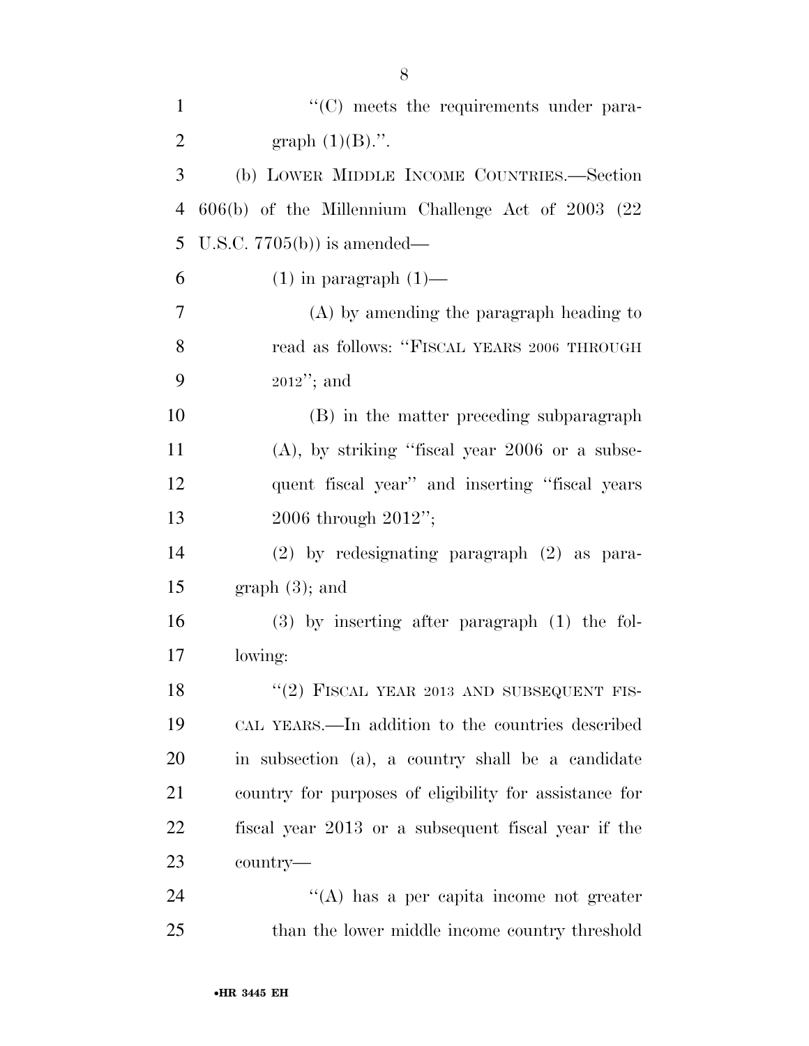"(C) meets the requirements under paragraph (1)(B).".

(b) LOWER MIDDLE INCOME COUNTRIES.—Section 606(b) of the Millennium Challenge Act of 2003 (22 U.S.C. 7705(b)) is amended—

(1) in paragraph (1)—

(A) by amending the paragraph heading to read as follows: "FISCAL YEARS 2006 THROUGH 2012"; and

(B) in the matter preceding subparagraph (A), by striking "fiscal year 2006 or a subsequent fiscal year" and inserting "fiscal years 2006 through 2012";

(2) by redesignating paragraph (2) as paragraph (3); and

(3) by inserting after paragraph (1) the following:

"(2) FISCAL YEAR 2013 AND SUBSEQUENT FISCAL YEARS.—In addition to the countries described in subsection (a), a country shall be a candidate country for purposes of eligibility for assistance for fiscal year 2013 or a subsequent fiscal year if the country—

"(A) has a per capita income not greater than the lower middle income country threshold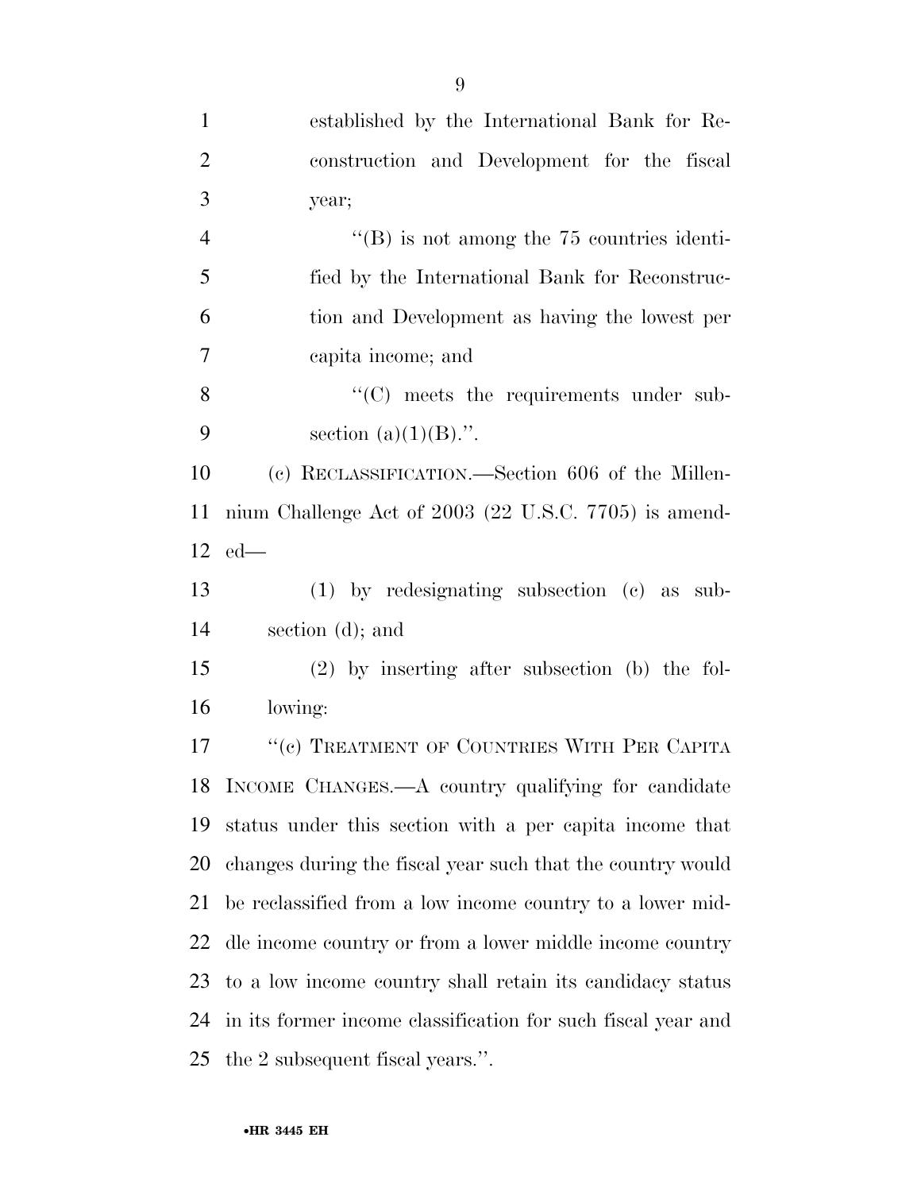established by the International Bank for Reconstruction and Development for the fiscal year;

"(B) is not among the 75 countries identified by the International Bank for Reconstruction and Development as having the lowest per capita income; and

"(C) meets the requirements under subsection (a)(1)(B).".

(c) RECLASSIFICATION.—Section 606 of the Millennium Challenge Act of 2003 (22 U.S.C. 7705) is amended—

(1) by redesignating subsection (c) as subsection (d); and

(2) by inserting after subsection (b) the following:

"(c) TREATMENT OF COUNTRIES WITH PER CAPITA INCOME CHANGES.—A country qualifying for candidate status under this section with a per capita income that changes during the fiscal year such that the country would be reclassified from a low income country to a lower middle income country or from a lower middle income country to a low income country shall retain its candidacy status in its former income classification for such fiscal year and the 2 subsequent fiscal years.".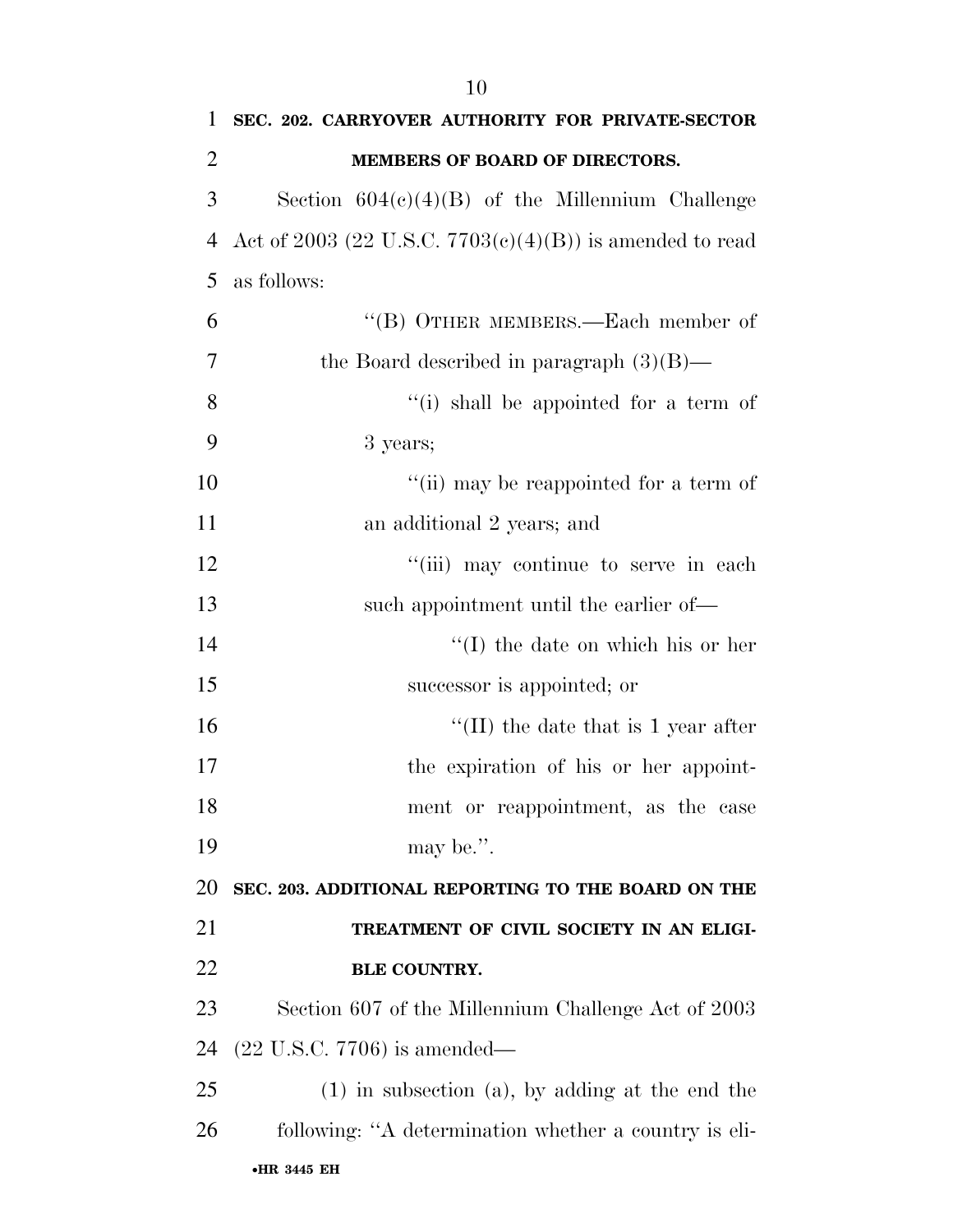**SEC. 202. CARRYOVER AUTHORITY FOR PRIVATE-SECTOR MEMBERS OF BOARD OF DIRECTORS.**

Section 604(c)(4)(B) of the Millennium Challenge Act of 2003 (22 U.S.C. 7703(c)(4)(B)) is amended to read as follows:

"(B) OTHER MEMBERS.—Each member of the Board described in paragraph (3)(B)—

"(i) shall be appointed for a term of 3 years;

"(ii) may be reappointed for a term of an additional 2 years; and

"(iii) may continue to serve in each such appointment until the earlier of—

"(I) the date on which his or her successor is appointed; or

"(II) the date that is 1 year after the expiration of his or her appointment or reappointment, as the case may be.".

**SEC. 203. ADDITIONAL REPORTING TO THE BOARD ON THE TREATMENT OF CIVIL SOCIETY IN AN ELIGIBLE COUNTRY.**

Section 607 of the Millennium Challenge Act of 2003 (22 U.S.C. 7706) is amended—

(1) in subsection (a), by adding at the end the following: "A determination whether a country is eli-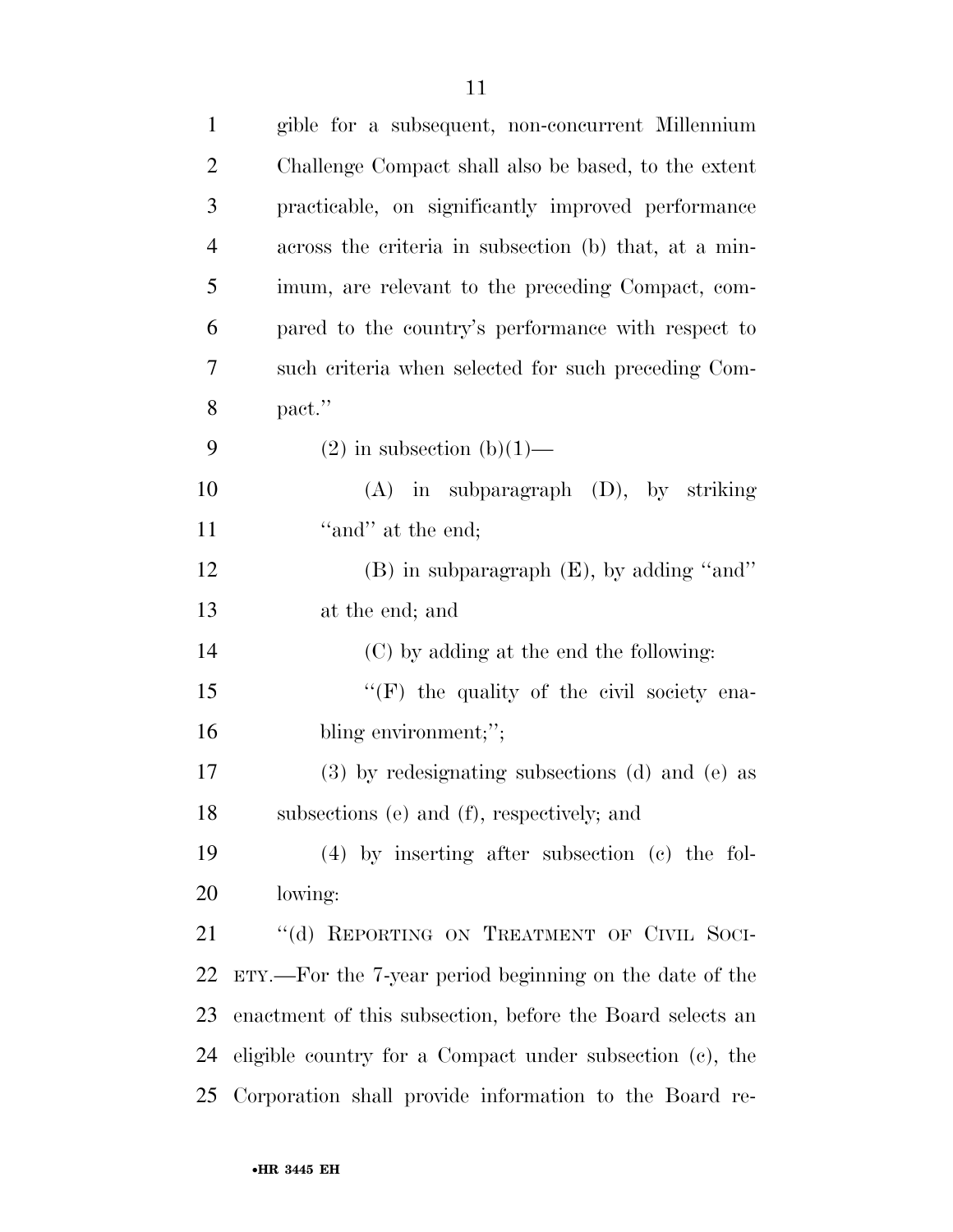gible for a subsequent, non-concurrent Millennium Challenge Compact shall also be based, to the extent practicable, on significantly improved performance across the criteria in subsection (b) that, at a minimum, are relevant to the preceding Compact, compared to the country's performance with respect to such criteria when selected for such preceding Compact.''

(2) in subsection (b)(1)—

(A) in subparagraph (D), by striking ''and'' at the end;

(B) in subparagraph (E), by adding ''and'' at the end; and

(C) by adding at the end the following:

''(F) the quality of the civil society enabling environment;'';

(3) by redesignating subsections (d) and (e) as subsections (e) and (f), respectively; and

(4) by inserting after subsection (c) the following:

''(d) REPORTING ON TREATMENT OF CIVIL SOCIETY.—For the 7-year period beginning on the date of the enactment of this subsection, before the Board selects an eligible country for a Compact under subsection (c), the Corporation shall provide information to the Board re-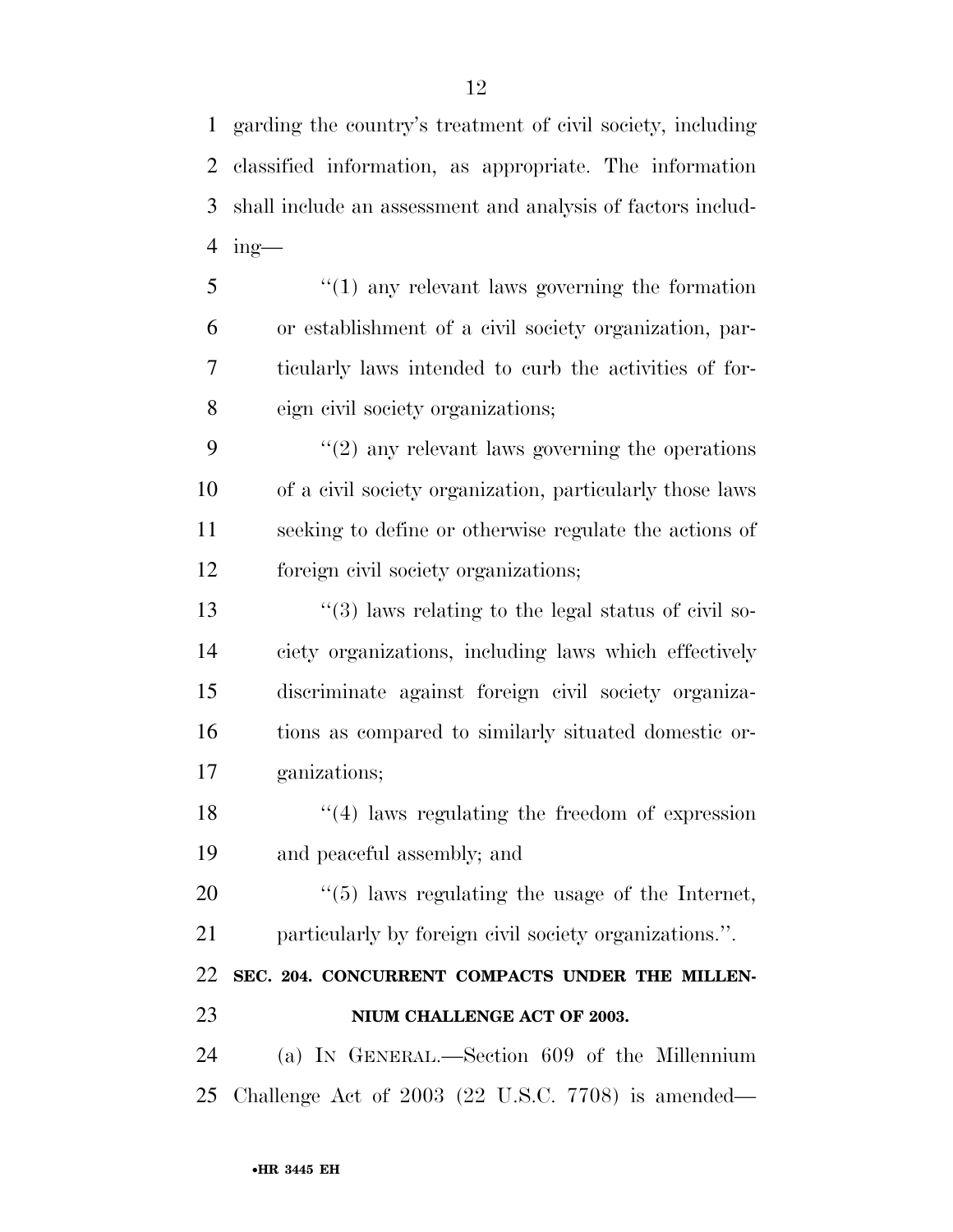garding the country's treatment of civil society, including classified information, as appropriate. The information shall include an assessment and analysis of factors including—

"(1) any relevant laws governing the formation or establishment of a civil society organization, particularly laws intended to curb the activities of foreign civil society organizations;

"(2) any relevant laws governing the operations of a civil society organization, particularly those laws seeking to define or otherwise regulate the actions of foreign civil society organizations;

"(3) laws relating to the legal status of civil society organizations, including laws which effectively discriminate against foreign civil society organizations as compared to similarly situated domestic organizations;

"(4) laws regulating the freedom of expression and peaceful assembly; and

"(5) laws regulating the usage of the Internet, particularly by foreign civil society organizations.".

**SEC. 204. CONCURRENT COMPACTS UNDER THE MILLENNIUM CHALLENGE ACT OF 2003.**

(a) IN GENERAL.—Section 609 of the Millennium Challenge Act of 2003 (22 U.S.C. 7708) is amended—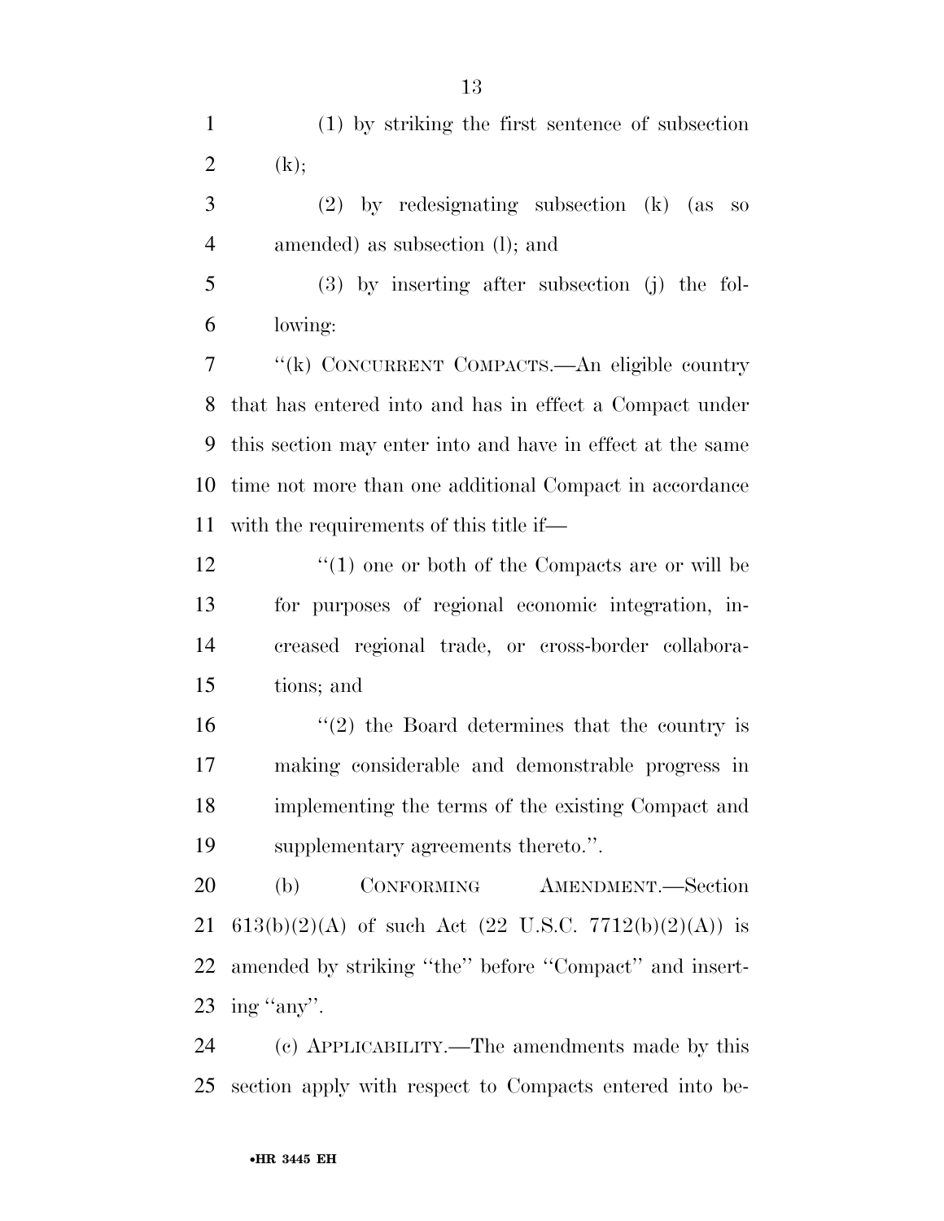(1) by striking the first sentence of subsection (k);

(2) by redesignating subsection (k) (as so amended) as subsection (l); and

(3) by inserting after subsection (j) the following:

"(k) CONCURRENT COMPACTS.—An eligible country that has entered into and has in effect a Compact under this section may enter into and have in effect at the same time not more than one additional Compact in accordance with the requirements of this title if—

"(1) one or both of the Compacts are or will be for purposes of regional economic integration, increased regional trade, or cross-border collaborations; and

"(2) the Board determines that the country is making considerable and demonstrable progress in implementing the terms of the existing Compact and supplementary agreements thereto.".

(b) CONFORMING AMENDMENT.—Section 613(b)(2)(A) of such Act (22 U.S.C. 7712(b)(2)(A)) is amended by striking "the" before "Compact" and inserting "any".

(c) APPLICABILITY.—The amendments made by this section apply with respect to Compacts entered into be-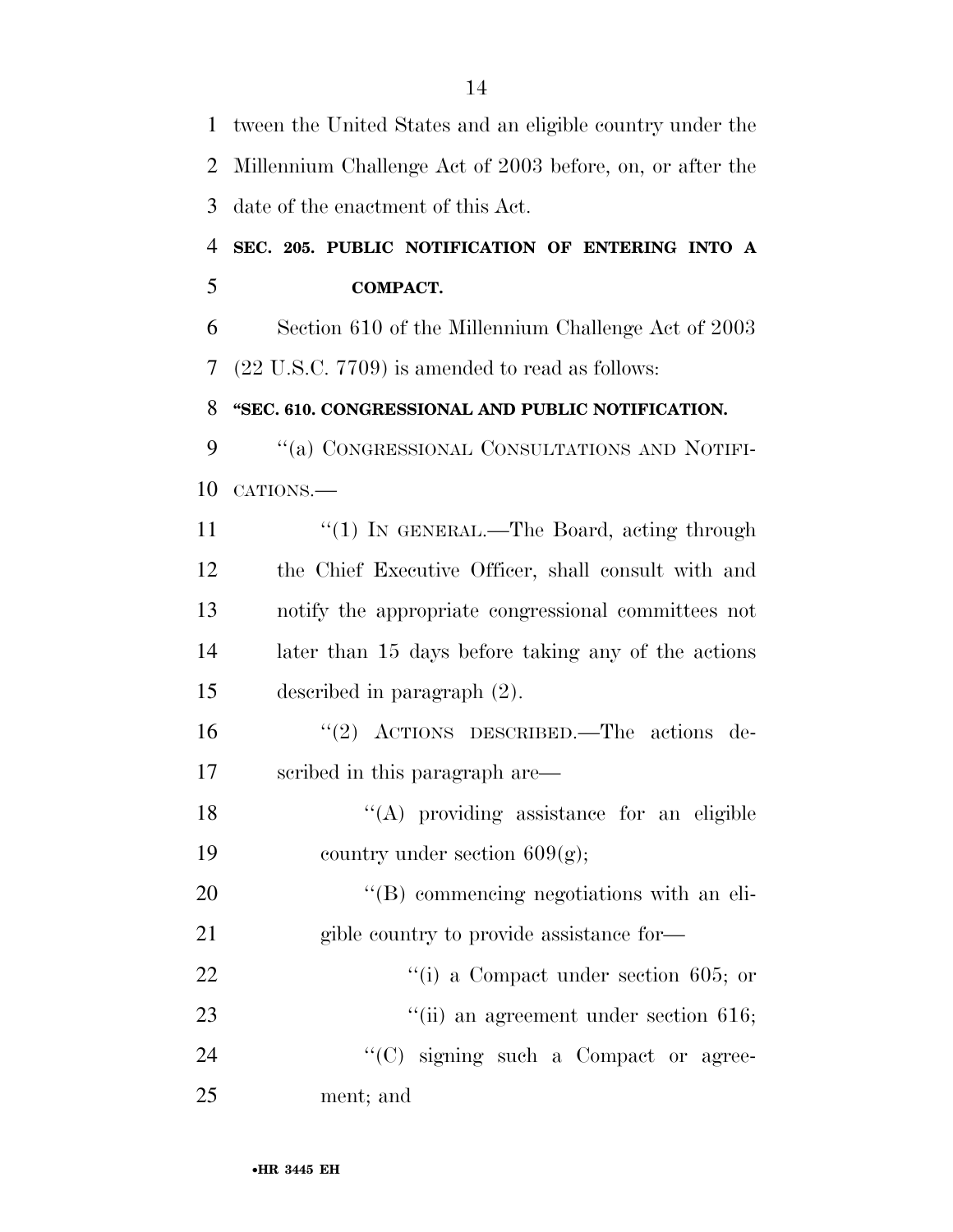tween the United States and an eligible country under the Millennium Challenge Act of 2003 before, on, or after the date of the enactment of this Act.

**SEC. 205. PUBLIC NOTIFICATION OF ENTERING INTO A COMPACT.**

Section 610 of the Millennium Challenge Act of 2003 (22 U.S.C. 7709) is amended to read as follows:

**"SEC. 610. CONGRESSIONAL AND PUBLIC NOTIFICATION.**

"(a) CONGRESSIONAL CONSULTATIONS AND NOTIFICATIONS.—

"(1) IN GENERAL.—The Board, acting through the Chief Executive Officer, shall consult with and notify the appropriate congressional committees not later than 15 days before taking any of the actions described in paragraph (2).

"(2) ACTIONS DESCRIBED.—The actions described in this paragraph are—

"(A) providing assistance for an eligible country under section 609(g);

"(B) commencing negotiations with an eligible country to provide assistance for—

"(i) a Compact under section 605; or

"(ii) an agreement under section 616;

"(C) signing such a Compact or agreement; and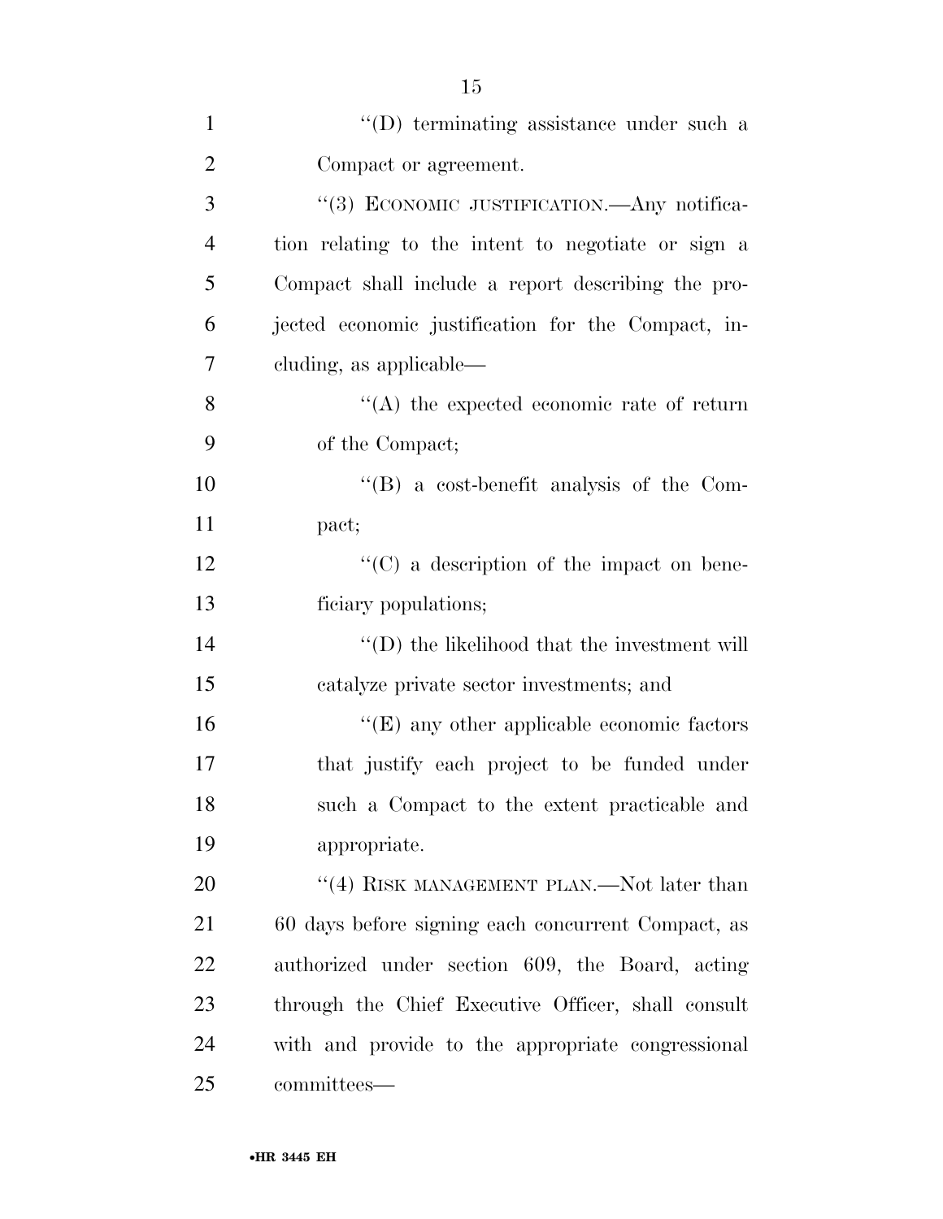''(D) terminating assistance under such a Compact or agreement.

''(3) ECONOMIC JUSTIFICATION.—Any notification relating to the intent to negotiate or sign a Compact shall include a report describing the projected economic justification for the Compact, including, as applicable—

''(A) the expected economic rate of return of the Compact;

''(B) a cost-benefit analysis of the Compact;

''(C) a description of the impact on beneficiary populations;

''(D) the likelihood that the investment will catalyze private sector investments; and

''(E) any other applicable economic factors that justify each project to be funded under such a Compact to the extent practicable and appropriate.

''(4) RISK MANAGEMENT PLAN.—Not later than 60 days before signing each concurrent Compact, as authorized under section 609, the Board, acting through the Chief Executive Officer, shall consult with and provide to the appropriate congressional committees—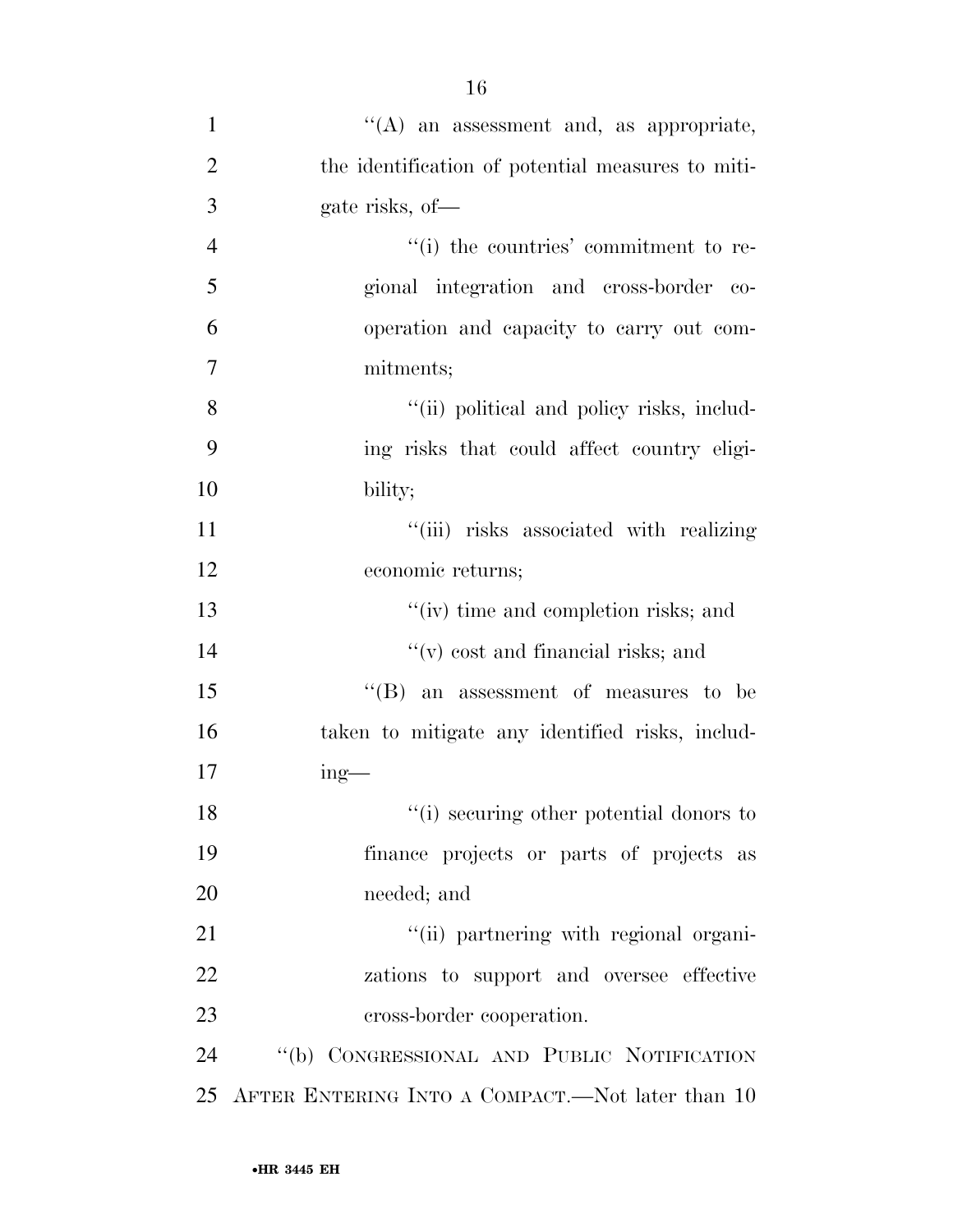"(A) an assessment and, as appropriate, the identification of potential measures to mitigate risks, of—

"(i) the countries' commitment to regional integration and cross-border cooperation and capacity to carry out commitments;

"(ii) political and policy risks, including risks that could affect country eligibility;

"(iii) risks associated with realizing economic returns;

"(iv) time and completion risks; and

"(v) cost and financial risks; and

"(B) an assessment of measures to be taken to mitigate any identified risks, including—

"(i) securing other potential donors to finance projects or parts of projects as needed; and

"(ii) partnering with regional organizations to support and oversee effective cross-border cooperation.

"(b) CONGRESSIONAL AND PUBLIC NOTIFICATION AFTER ENTERING INTO A COMPACT.—Not later than 10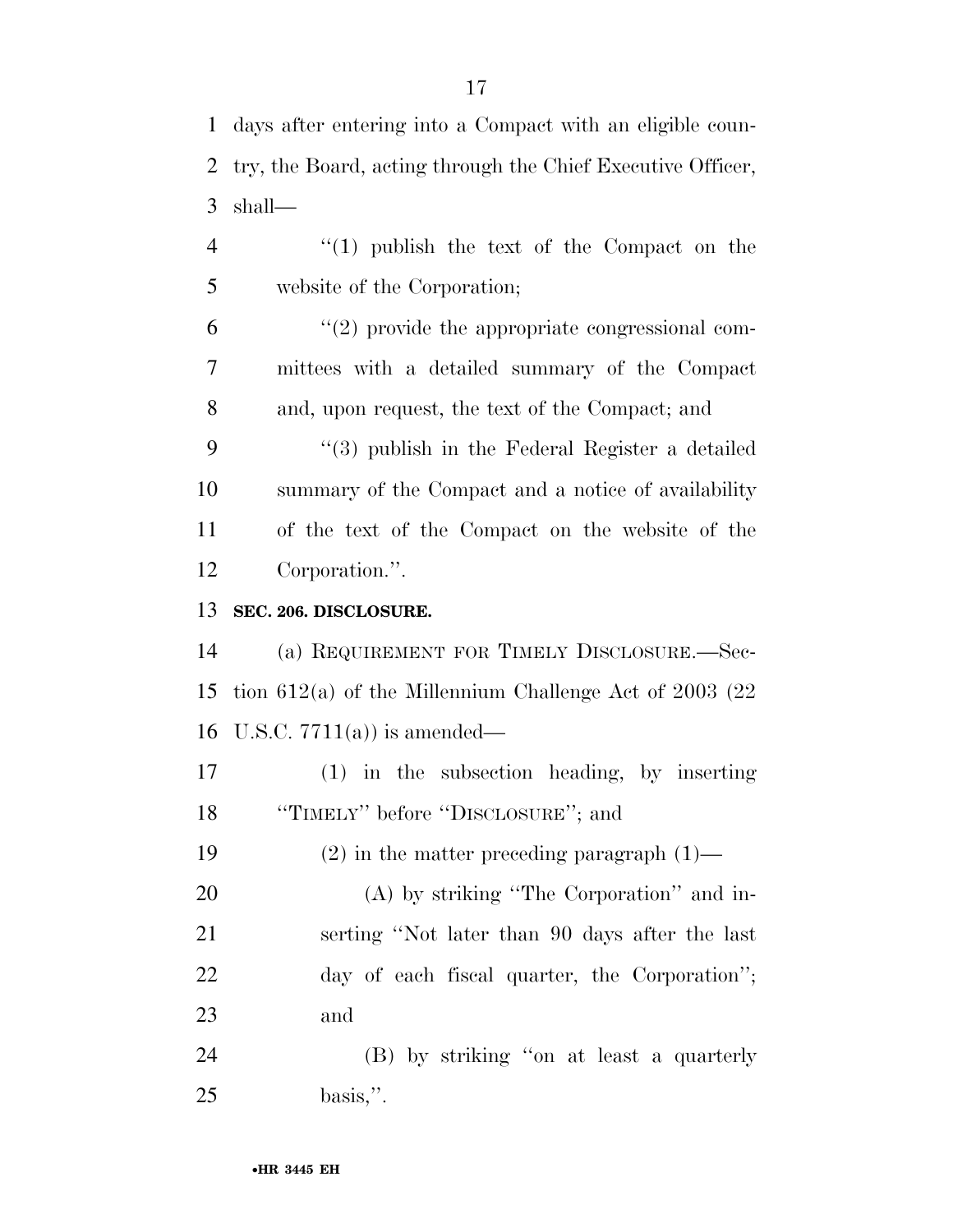days after entering into a Compact with an eligible country, the Board, acting through the Chief Executive Officer, shall—

"(1) publish the text of the Compact on the website of the Corporation;

"(2) provide the appropriate congressional committees with a detailed summary of the Compact and, upon request, the text of the Compact; and

"(3) publish in the Federal Register a detailed summary of the Compact and a notice of availability of the text of the Compact on the website of the Corporation.".

**SEC. 206. DISCLOSURE.**

(a) REQUIREMENT FOR TIMELY DISCLOSURE.—Section 612(a) of the Millennium Challenge Act of 2003 (22 U.S.C. 7711(a)) is amended—

(1) in the subsection heading, by inserting "TIMELY" before "DISCLOSURE"; and

(2) in the matter preceding paragraph (1)—

(A) by striking "The Corporation" and inserting "Not later than 90 days after the last day of each fiscal quarter, the Corporation"; and

(B) by striking "on at least a quarterly basis,".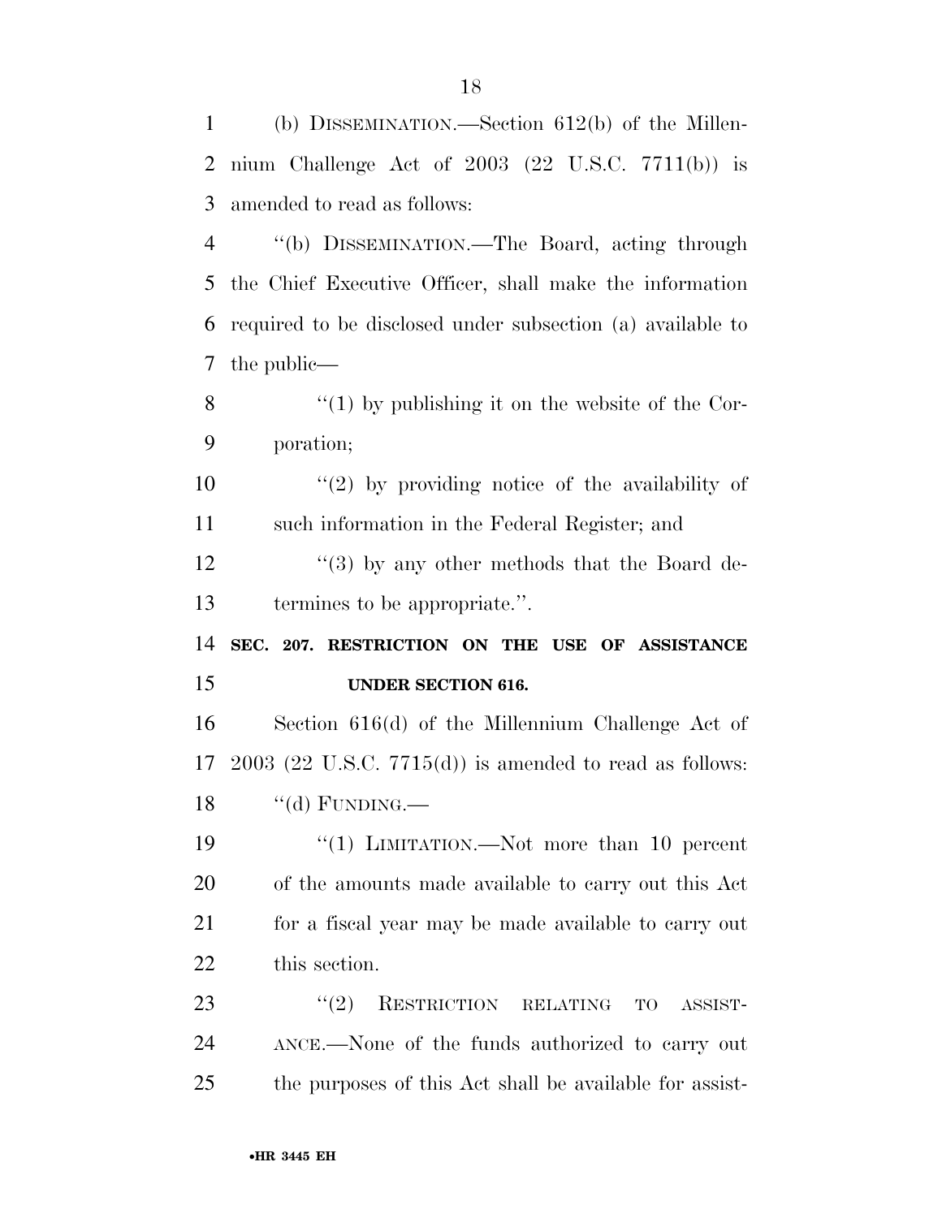(b) DISSEMINATION.—Section 612(b) of the Millennium Challenge Act of 2003 (22 U.S.C. 7711(b)) is amended to read as follows:

"(b) DISSEMINATION.—The Board, acting through the Chief Executive Officer, shall make the information required to be disclosed under subsection (a) available to the public—

"(1) by publishing it on the website of the Corporation;

"(2) by providing notice of the availability of such information in the Federal Register; and

"(3) by any other methods that the Board determines to be appropriate.".

**SEC. 207. RESTRICTION ON THE USE OF ASSISTANCE UNDER SECTION 616.**

Section 616(d) of the Millennium Challenge Act of 2003 (22 U.S.C. 7715(d)) is amended to read as follows:

"(d) FUNDING.—

"(1) LIMITATION.—Not more than 10 percent of the amounts made available to carry out this Act for a fiscal year may be made available to carry out this section.

"(2) RESTRICTION RELATING TO ASSISTANCE.—None of the funds authorized to carry out the purposes of this Act shall be available for assist-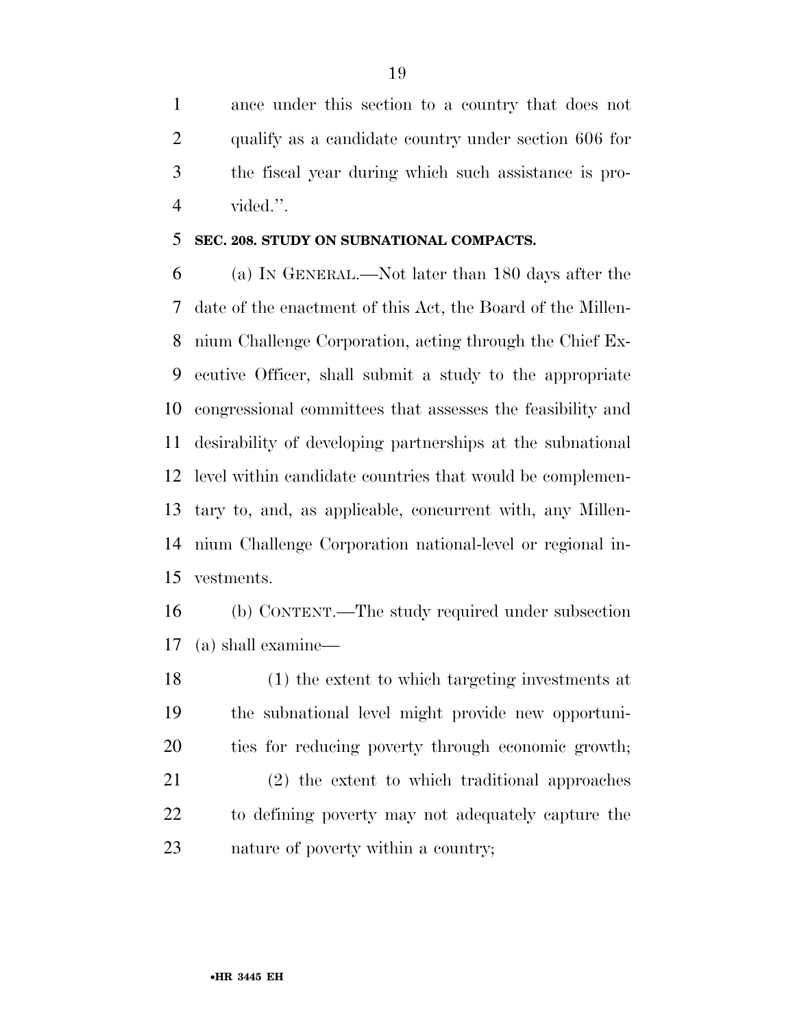ance under this section to a country that does not qualify as a candidate country under section 606 for the fiscal year during which such assistance is provided.''.

**SEC. 208. STUDY ON SUBNATIONAL COMPACTS.**

(a) IN GENERAL.—Not later than 180 days after the date of the enactment of this Act, the Board of the Millennium Challenge Corporation, acting through the Chief Executive Officer, shall submit a study to the appropriate congressional committees that assesses the feasibility and desirability of developing partnerships at the subnational level within candidate countries that would be complementary to, and, as applicable, concurrent with, any Millennium Challenge Corporation national-level or regional investments.

(b) CONTENT.—The study required under subsection (a) shall examine—

(1) the extent to which targeting investments at the subnational level might provide new opportunities for reducing poverty through economic growth;

(2) the extent to which traditional approaches to defining poverty may not adequately capture the nature of poverty within a country;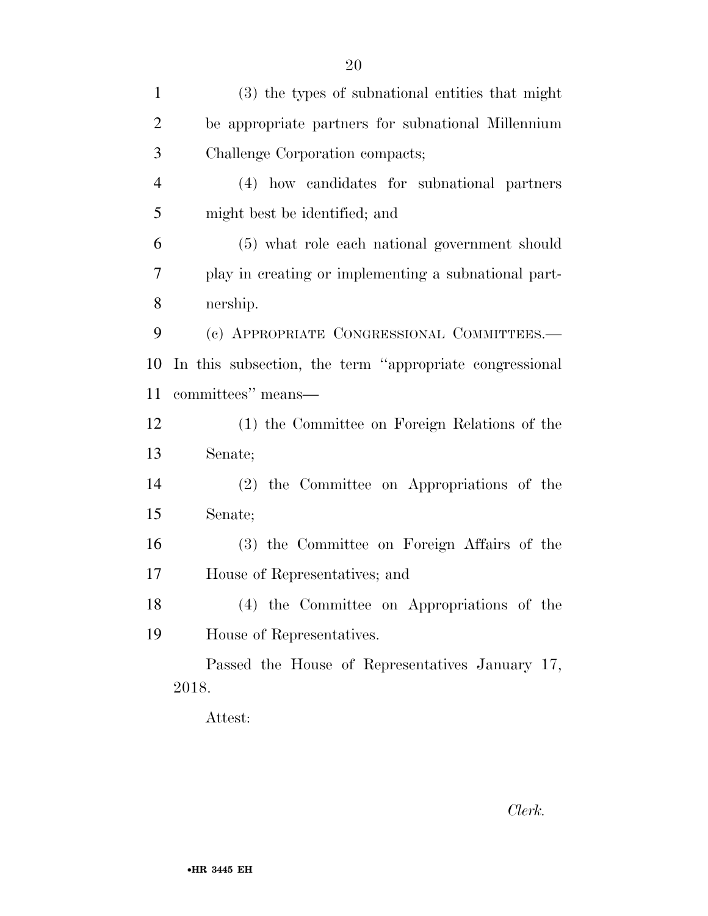(3) the types of subnational entities that might be appropriate partners for subnational Millennium Challenge Corporation compacts;

(4) how candidates for subnational partners might best be identified; and

(5) what role each national government should play in creating or implementing a subnational partnership.

(c) APPROPRIATE CONGRESSIONAL COMMITTEES.—In this subsection, the term ''appropriate congressional committees'' means—

(1) the Committee on Foreign Relations of the Senate;

(2) the Committee on Appropriations of the Senate;

(3) the Committee on Foreign Affairs of the House of Representatives; and

(4) the Committee on Appropriations of the House of Representatives.

Passed the House of Representatives January 17, 2018.

Attest:

*Clerk.*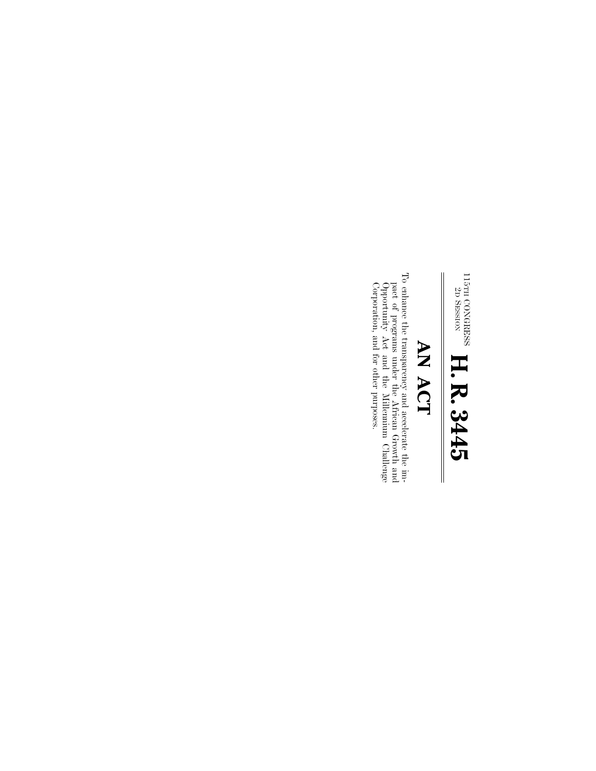115TH CONGRESS
2D SESSION

# H. R. 3445

---

# AN ACT

To enhance the transparency and accelerate the impact of programs under the African Growth and Opportunity Act and the Millennium Challenge Corporation, and for other purposes.